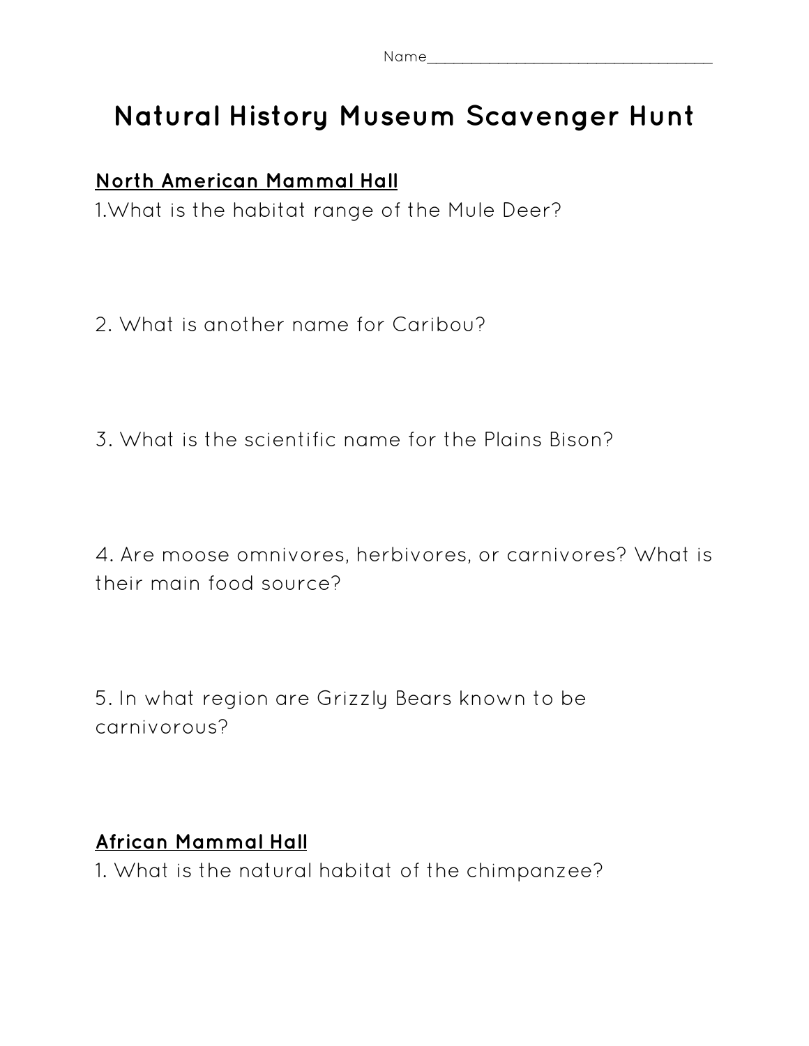Name___________________________________

# Natural History Museum Scavenger Hunt

## North American Mammal Hall

1.What is the habitat range of the Mule Deer?

2. What is another name for Caribou?

3. What is the scientific name for the Plains Bison?

4. Are moose omnivores, herbivores, or carnivores? What is their main food source?

5. In what region are Grizzly Bears known to be carnivorous?

## African Mammal Hall

1. What is the natural habitat of the chimpanzee?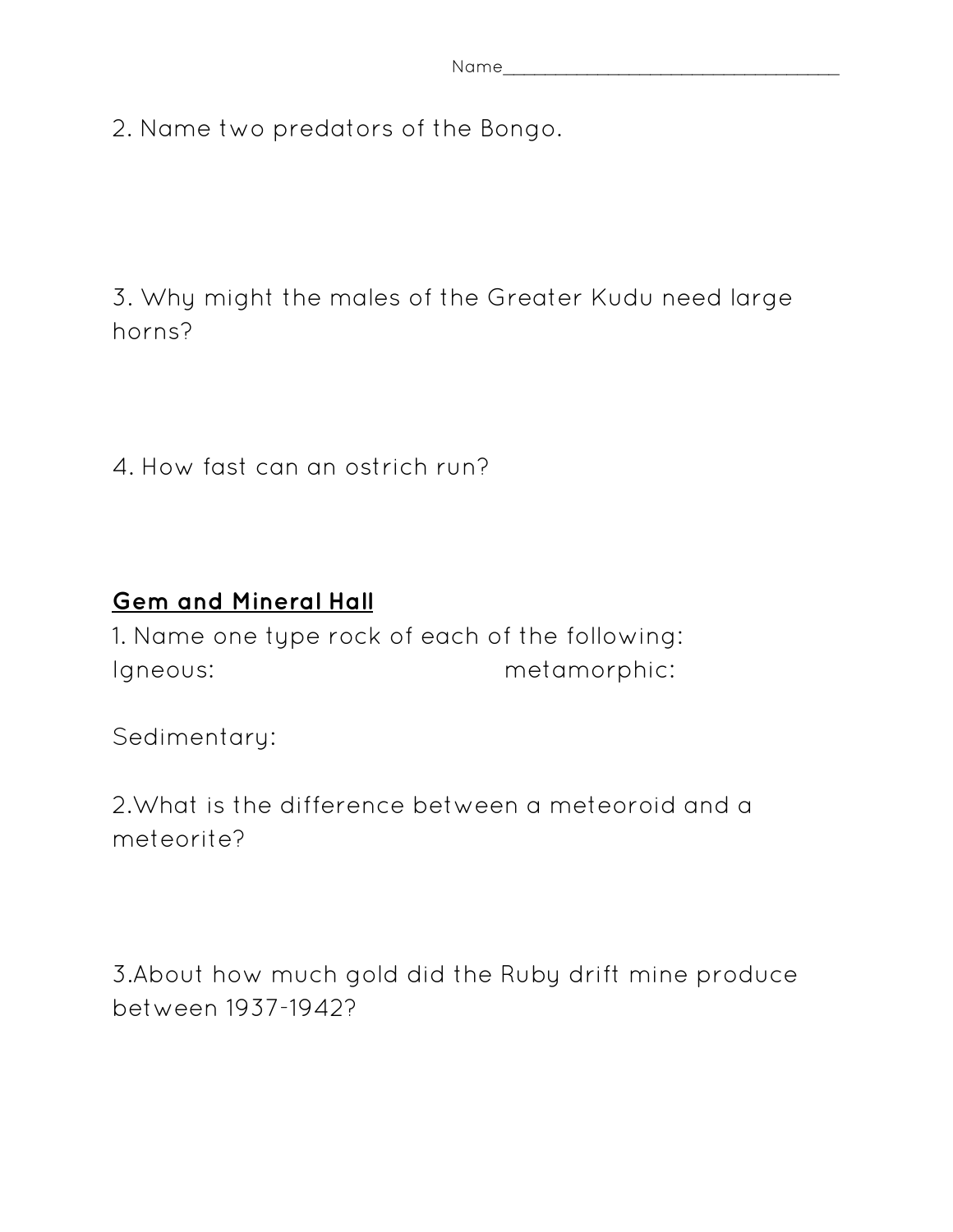Name___________________________________

2. Name two predators of the Bongo.

3. Why might the males of the Greater Kudu need large horns?

4. How fast can an ostrich run?

**Gem and Mineral Hall**

1. Name one type rock of each of the following:

Igneous: metamorphic:

Sedimentary:

2.What is the difference between a meteoroid and a meteorite?

3.About how much gold did the Ruby drift mine produce between 1937-1942?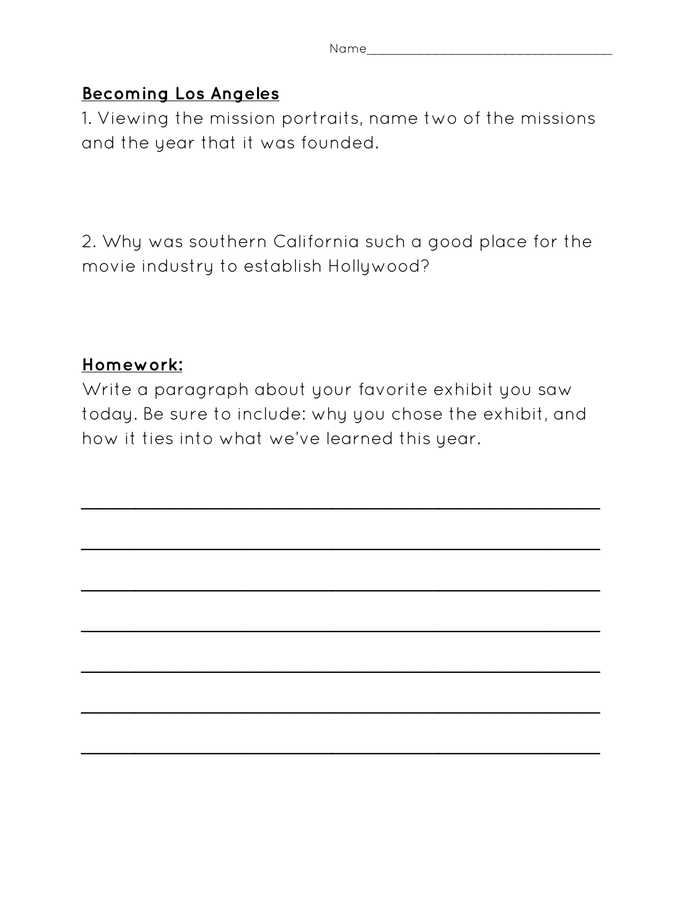Name____________________________________

**Becoming Los Angeles**

1. Viewing the mission portraits, name two of the missions and the year that it was founded.

2. Why was southern California such a good place for the movie industry to establish Hollywood?

**Homework:**

Write a paragraph about your favorite exhibit you saw today. Be sure to include: why you chose the exhibit, and how it ties into what we've learned this year.

______________________________________________________________

______________________________________________________________

______________________________________________________________

______________________________________________________________

______________________________________________________________

______________________________________________________________

______________________________________________________________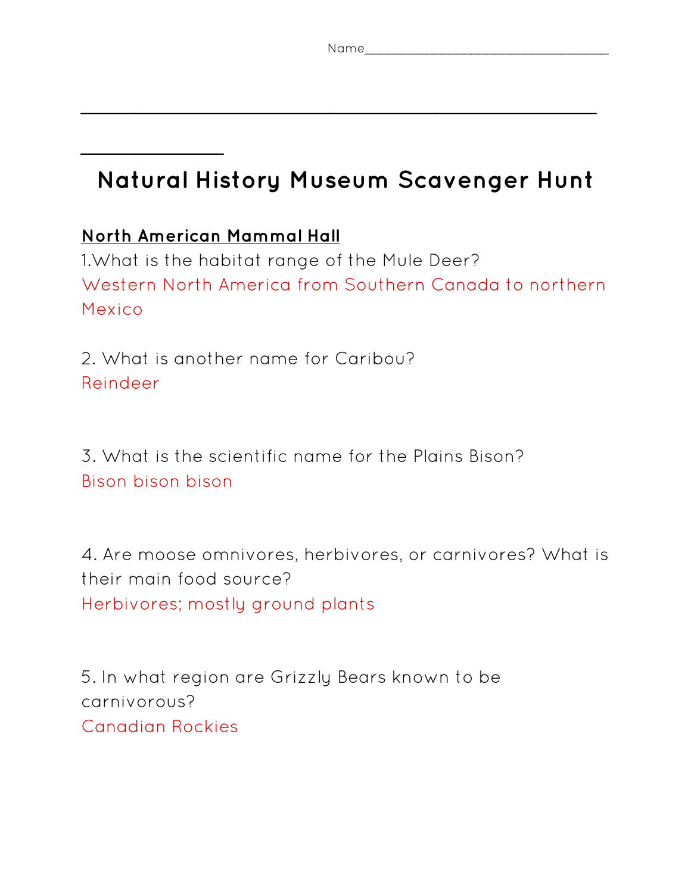Name________________________________

# Natural History Museum Scavenger Hunt

**North American Mammal Hall**

1.What is the habitat range of the Mule Deer?

Western North America from Southern Canada to northern Mexico

2. What is another name for Caribou?

Reindeer

3. What is the scientific name for the Plains Bison?

Bison bison bison

4. Are moose omnivores, herbivores, or carnivores? What is their main food source?

Herbivores; mostly ground plants

5. In what region are Grizzly Bears known to be carnivorous?

Canadian Rockies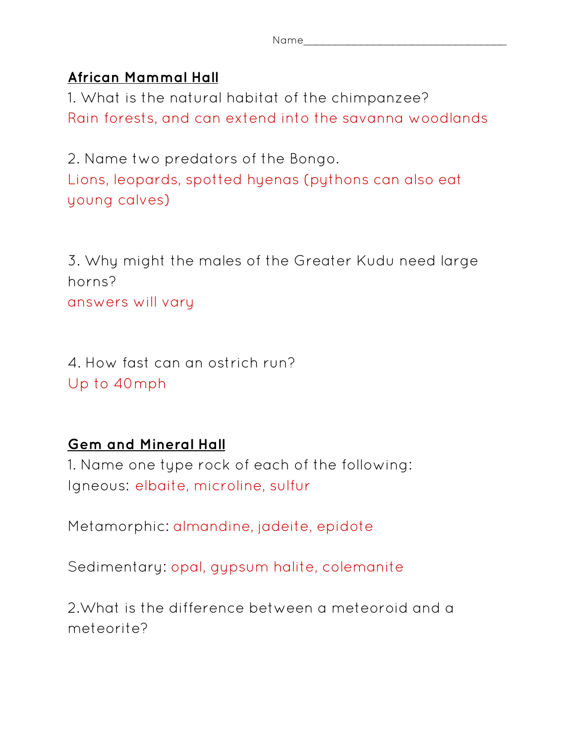Name___________________________________

**African Mammal Hall**

1. What is the natural habitat of the chimpanzee?
Rain forests, and can extend into the savanna woodlands

2. Name two predators of the Bongo.
Lions, leopards, spotted hyenas (pythons can also eat young calves)

3. Why might the males of the Greater Kudu need large horns?
answers will vary

4. How fast can an ostrich run?
Up to 40mph

**Gem and Mineral Hall**

1. Name one type rock of each of the following:
Igneous: elbaite, microline, sulfur

Metamorphic: almandine, jadeite, epidote

Sedimentary: opal, gypsum halite, colemanite

2.What is the difference between a meteoroid and a meteorite?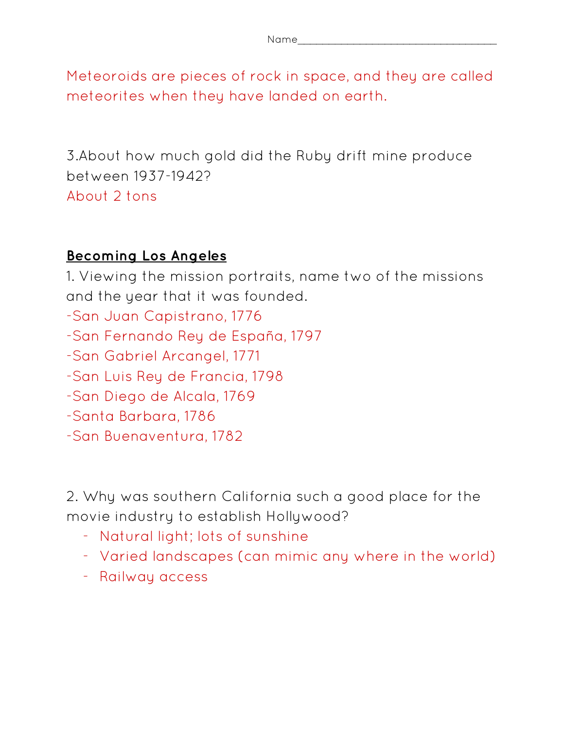Name___________________________________

Meteoroids are pieces of rock in space, and they are called meteorites when they have landed on earth.

3.About how much gold did the Ruby drift mine produce between 1937-1942?

About 2 tons

**Becoming Los Angeles**

1. Viewing the mission portraits, name two of the missions and the year that it was founded.

-San Juan Capistrano, 1776

-San Fernando Rey de España, 1797

-San Gabriel Arcangel, 1771

-San Luis Rey de Francia, 1798

-San Diego de Alcala, 1769

-Santa Barbara, 1786

-San Buenaventura, 1782

2. Why was southern California such a good place for the movie industry to establish Hollywood?

- Natural light; lots of sunshine
- Varied landscapes (can mimic any where in the world)
- Railway access